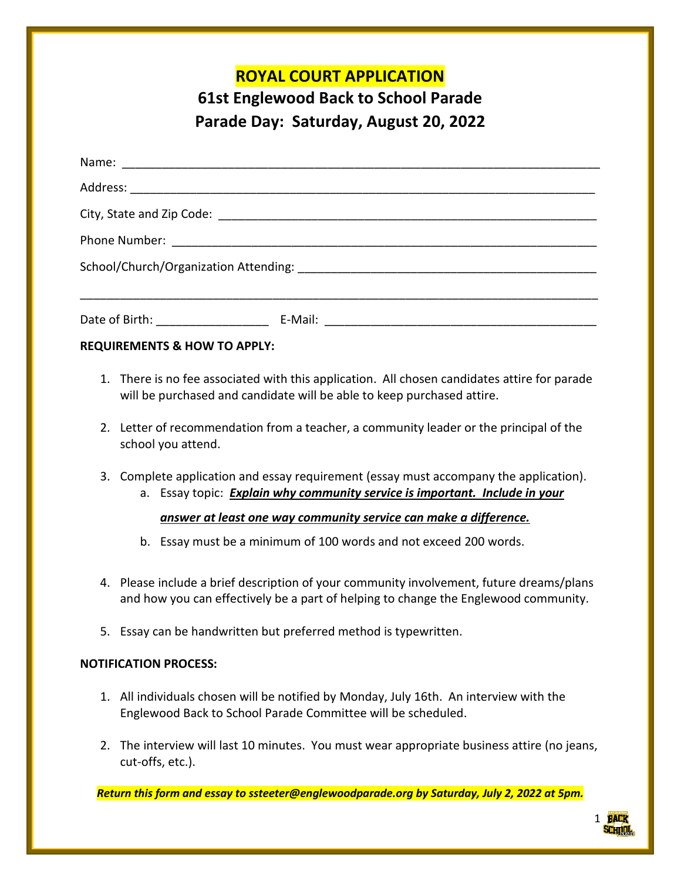# ROYAL COURT APPLICATION

## 61st Englewood Back to School Parade

## Parade Day: Saturday, August 20, 2022

Name: ______________________________________________________________________

Address: ____________________________________________________________________

City, State and Zip Code: ______________________________________________________

Phone Number: ______________________________________________________________

School/Church/Organization Attending: ____________________________________________

______________________________________________________________________________

Date of Birth: ________________ E-Mail: ________________________________________

**REQUIREMENTS & HOW TO APPLY:**

1. There is no fee associated with this application. All chosen candidates attire for parade will be purchased and candidate will be able to keep purchased attire.

2. Letter of recommendation from a teacher, a community leader or the principal of the school you attend.

3. Complete application and essay requirement (essay must accompany the application).
   a. Essay topic: ***Explain why community service is important. Include in your answer at least one way community service can make a difference.***
   b. Essay must be a minimum of 100 words and not exceed 200 words.

4. Please include a brief description of your community involvement, future dreams/plans and how you can effectively be a part of helping to change the Englewood community.

5. Essay can be handwritten but preferred method is typewritten.

**NOTIFICATION PROCESS:**

1. All individuals chosen will be notified by Monday, July 16th. An interview with the Englewood Back to School Parade Committee will be scheduled.

2. The interview will last 10 minutes. You must wear appropriate business attire (no jeans, cut-offs, etc.).

***Return this form and essay to ssteeter@englewoodparade.org by Saturday, July 2, 2022 at 5pm.***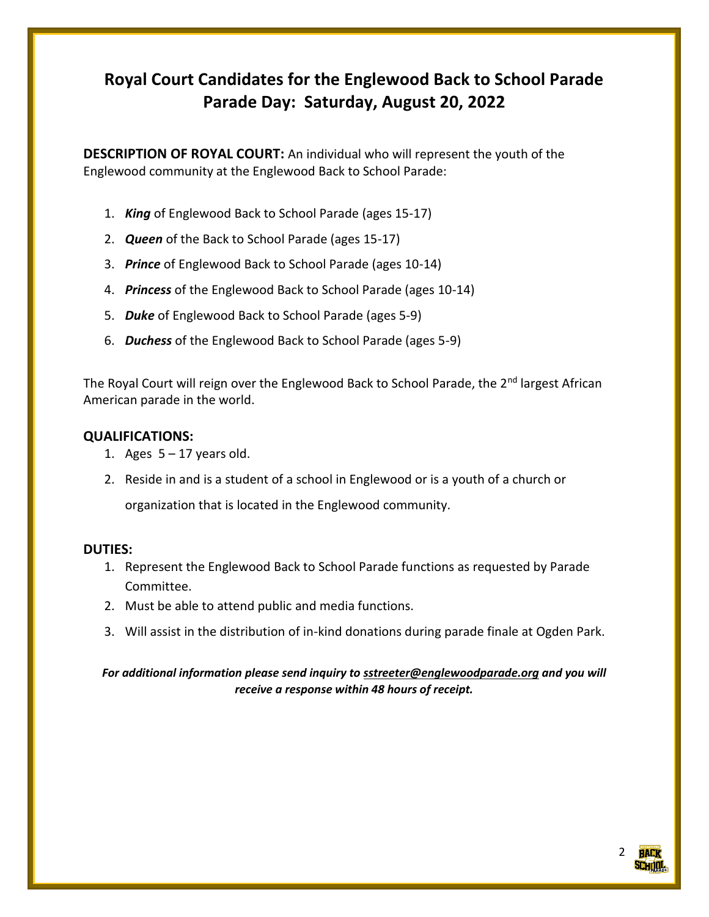# Royal Court Candidates for the Englewood Back to School Parade
# Parade Day: Saturday, August 20, 2022

**DESCRIPTION OF ROYAL COURT:** An individual who will represent the youth of the Englewood community at the Englewood Back to School Parade:

1. ***King*** of Englewood Back to School Parade (ages 15-17)
2. ***Queen*** of the Back to School Parade (ages 15-17)
3. ***Prince*** of Englewood Back to School Parade (ages 10-14)
4. ***Princess*** of the Englewood Back to School Parade (ages 10-14)
5. ***Duke*** of Englewood Back to School Parade (ages 5-9)
6. ***Duchess*** of the Englewood Back to School Parade (ages 5-9)

The Royal Court will reign over the Englewood Back to School Parade, the 2nd largest African American parade in the world.

## QUALIFICATIONS:

1. Ages 5 – 17 years old.
2. Reside in and is a student of a school in Englewood or is a youth of a church or organization that is located in the Englewood community.

## DUTIES:

1. Represent the Englewood Back to School Parade functions as requested by Parade Committee.
2. Must be able to attend public and media functions.
3. Will assist in the distribution of in-kind donations during parade finale at Ogden Park.

***For additional information please send inquiry to sstreeter@englewoodparade.org and you will receive a response within 48 hours of receipt.***